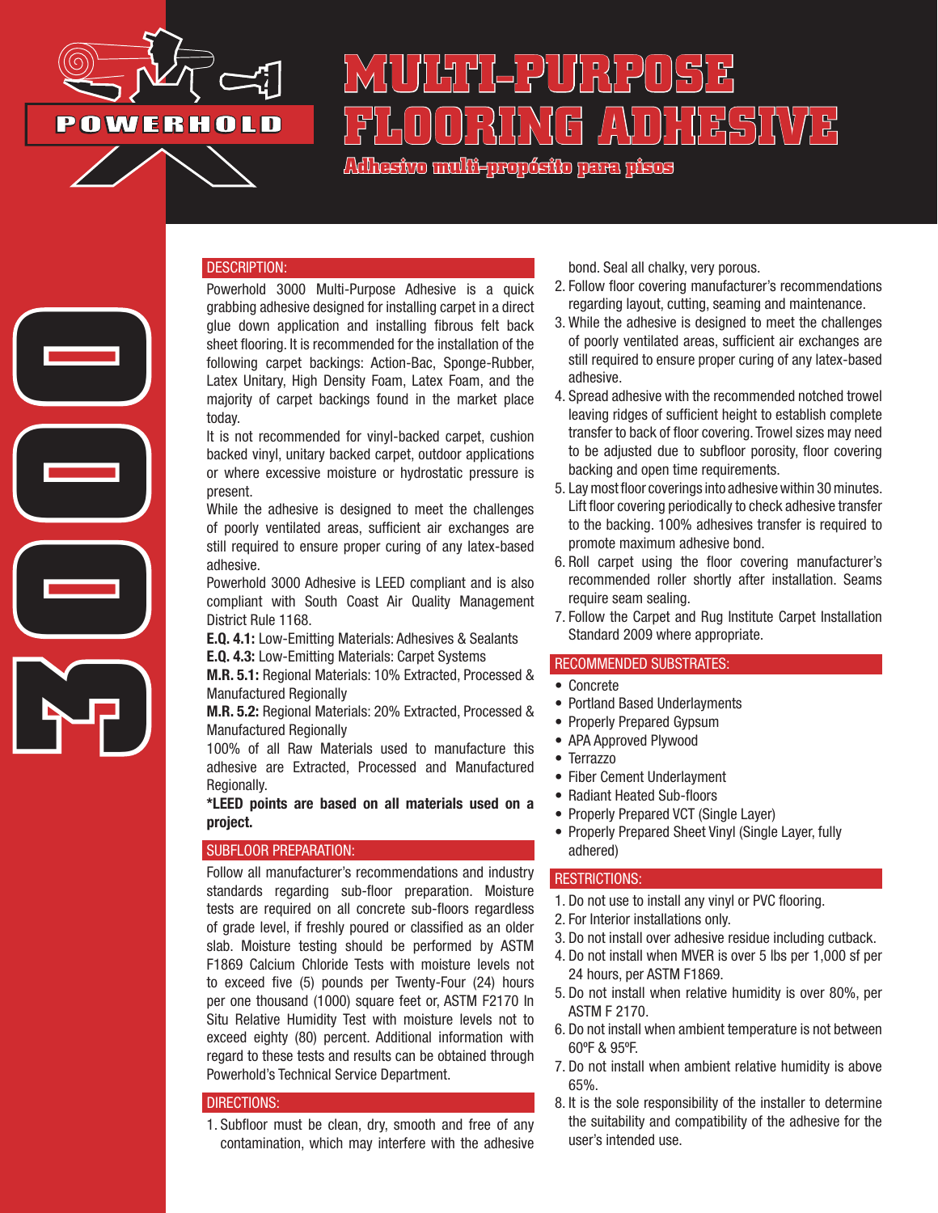POWERHOLD

# MULTI-PURPOSE FLOORING ADHESIVE

## Adhesivo multi-propósito para pisos

3000

### DESCRIPTION:

Powerhold 3000 Multi-Purpose Adhesive is a quick grabbing adhesive designed for installing carpet in a direct glue down application and installing fibrous felt back sheet flooring. It is recommended for the installation of the following carpet backings: Action-Bac, Sponge-Rubber, Latex Unitary, High Density Foam, Latex Foam, and the majority of carpet backings found in the market place today.

It is not recommended for vinyl-backed carpet, cushion backed vinyl, unitary backed carpet, outdoor applications or where excessive moisture or hydrostatic pressure is present.

While the adhesive is designed to meet the challenges of poorly ventilated areas, sufficient air exchanges are still required to ensure proper curing of any latex-based adhesive.

Powerhold 3000 Adhesive is LEED compliant and is also compliant with South Coast Air Quality Management District Rule 1168.

**E.Q. 4.1:** Low-Emitting Materials: Adhesives & Sealants

**E.Q. 4.3:** Low-Emitting Materials: Carpet Systems

**M.R. 5.1:** Regional Materials: 10% Extracted, Processed & Manufactured Regionally

**M.R. 5.2:** Regional Materials: 20% Extracted, Processed & Manufactured Regionally

100% of all Raw Materials used to manufacture this adhesive are Extracted, Processed and Manufactured Regionally.

***LEED points are based on all materials used on a project.**

### SUBFLOOR PREPARATION:

Follow all manufacturer's recommendations and industry standards regarding sub-floor preparation. Moisture tests are required on all concrete sub-floors regardless of grade level, if freshly poured or classified as an older slab. Moisture testing should be performed by ASTM F1869 Calcium Chloride Tests with moisture levels not to exceed five (5) pounds per Twenty-Four (24) hours per one thousand (1000) square feet or, ASTM F2170 In Situ Relative Humidity Test with moisture levels not to exceed eighty (80) percent. Additional information with regard to these tests and results can be obtained through Powerhold's Technical Service Department.

### DIRECTIONS:

1. Subfloor must be clean, dry, smooth and free of any contamination, which may interfere with the adhesive bond. Seal all chalky, very porous.
2. Follow floor covering manufacturer's recommendations regarding layout, cutting, seaming and maintenance.
3. While the adhesive is designed to meet the challenges of poorly ventilated areas, sufficient air exchanges are still required to ensure proper curing of any latex-based adhesive.
4. Spread adhesive with the recommended notched trowel leaving ridges of sufficient height to establish complete transfer to back of floor covering. Trowel sizes may need to be adjusted due to subfloor porosity, floor covering backing and open time requirements.
5. Lay most floor coverings into adhesive within 30 minutes. Lift floor covering periodically to check adhesive transfer to the backing. 100% adhesives transfer is required to promote maximum adhesive bond.
6. Roll carpet using the floor covering manufacturer's recommended roller shortly after installation. Seams require seam sealing.
7. Follow the Carpet and Rug Institute Carpet Installation Standard 2009 where appropriate.

### RECOMMENDED SUBSTRATES:

- Concrete
- Portland Based Underlayments
- Properly Prepared Gypsum
- APA Approved Plywood
- Terrazzo
- Fiber Cement Underlayment
- Radiant Heated Sub-floors
- Properly Prepared VCT (Single Layer)
- Properly Prepared Sheet Vinyl (Single Layer, fully adhered)

### RESTRICTIONS:

1. Do not use to install any vinyl or PVC flooring.
2. For Interior installations only.
3. Do not install over adhesive residue including cutback.
4. Do not install when MVER is over 5 lbs per 1,000 sf per 24 hours, per ASTM F1869.
5. Do not install when relative humidity is over 80%, per ASTM F 2170.
6. Do not install when ambient temperature is not between 60ºF & 95ºF.
7. Do not install when ambient relative humidity is above 65%.
8. It is the sole responsibility of the installer to determine the suitability and compatibility of the adhesive for the user's intended use.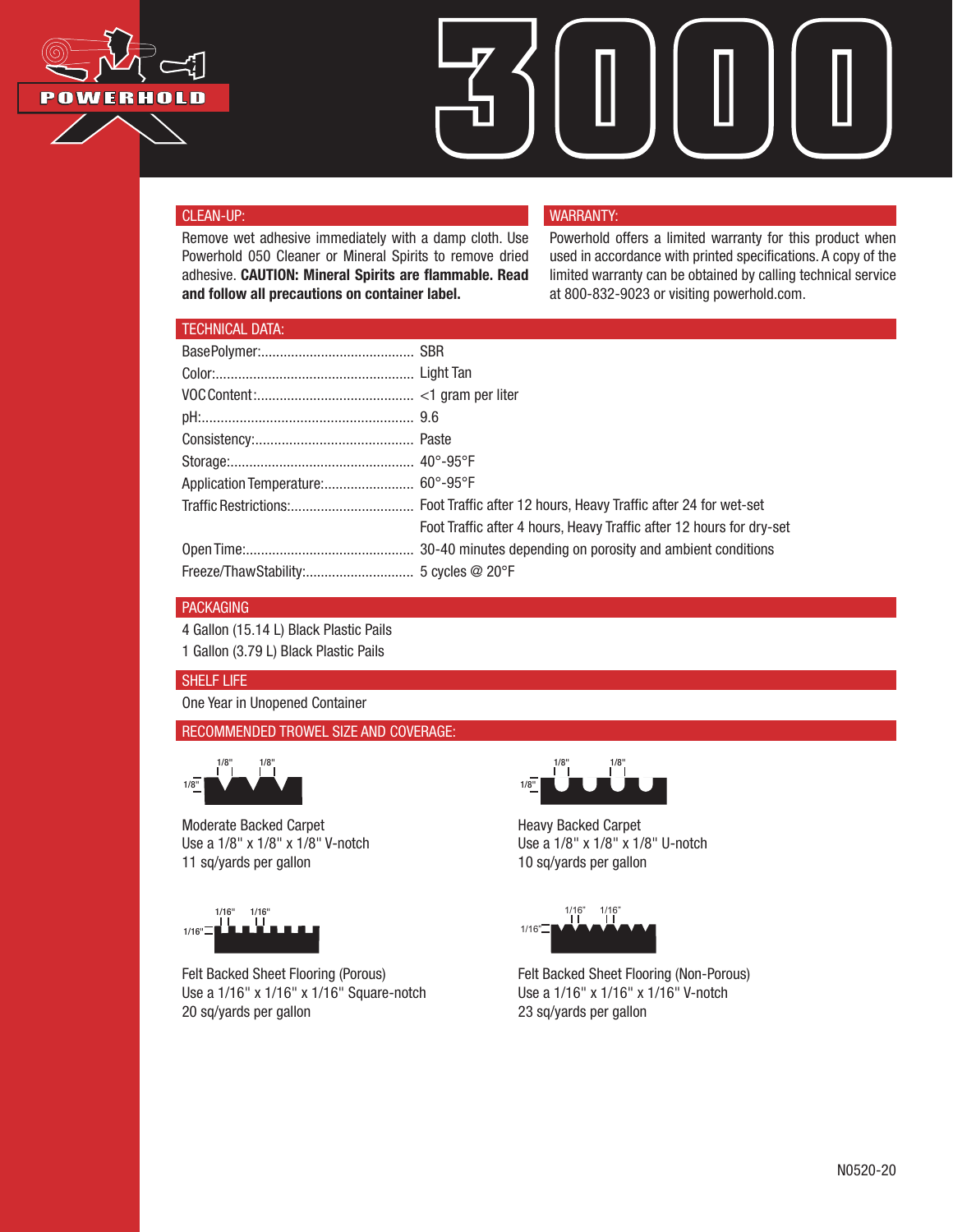# POWERHOLD 3000

## CLEAN-UP:

Remove wet adhesive immediately with a damp cloth. Use Powerhold 050 Cleaner or Mineral Spirits to remove dried adhesive. **CAUTION: Mineral Spirits are flammable. Read and follow all precautions on container label.**

## WARRANTY:

Powerhold offers a limited warranty for this product when used in accordance with printed specifications. A copy of the limited warranty can be obtained by calling technical service at 800-832-9023 or visiting powerhold.com.

## TECHNICAL DATA:

| | |
|---|---|
| Base Polymer: | SBR |
| Color: | Light Tan |
| VOC Content: | <1 gram per liter |
| pH: | 9.6 |
| Consistency: | Paste |
| Storage: | 40°-95°F |
| Application Temperature: | 60°-95°F |
| Traffic Restrictions: | Foot Traffic after 12 hours, Heavy Traffic after 24 for wet-set |
| | Foot Traffic after 4 hours, Heavy Traffic after 12 hours for dry-set |
| Open Time: | 30-40 minutes depending on porosity and ambient conditions |
| Freeze/Thaw Stability: | 5 cycles @ 20°F |

## PACKAGING

4 Gallon (15.14 L) Black Plastic Pails

1 Gallon (3.79 L) Black Plastic Pails

## SHELF LIFE

One Year in Unopened Container

## RECOMMENDED TROWEL SIZE AND COVERAGE:

1/8" 1/8" 1/8"

Moderate Backed Carpet
Use a 1/8" x 1/8" x 1/8" V-notch
11 sq/yards per gallon

1/8" 1/8" 1/8"

Heavy Backed Carpet
Use a 1/8" x 1/8" x 1/8" U-notch
10 sq/yards per gallon

1/16" 1/16" 1/16"

Felt Backed Sheet Flooring (Porous)
Use a 1/16" x 1/16" x 1/16" Square-notch
20 sq/yards per gallon

1/16" 1/16" 1/16"

Felt Backed Sheet Flooring (Non-Porous)
Use a 1/16" x 1/16" x 1/16" V-notch
23 sq/yards per gallon

N0520-20